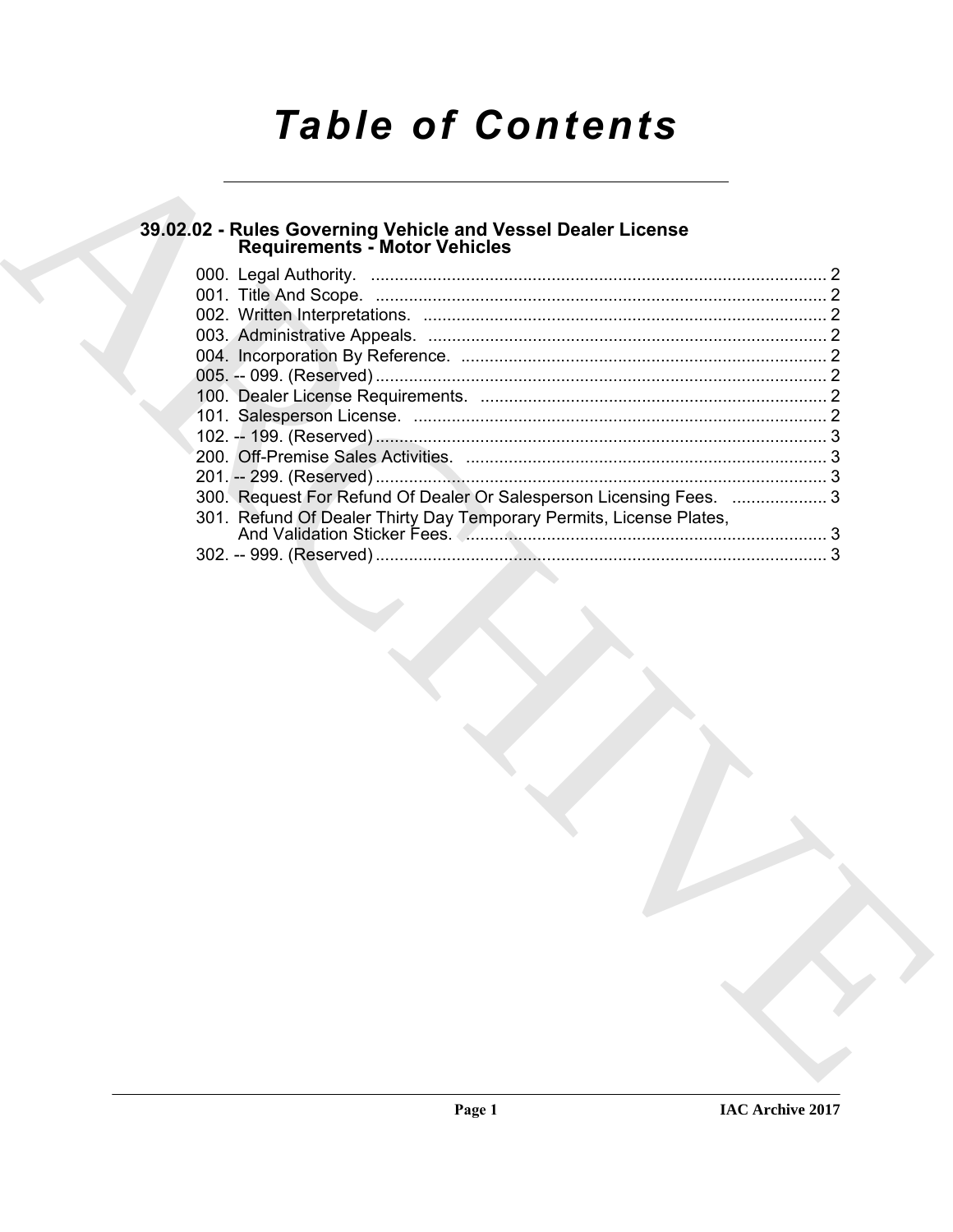# Table of Contents

## 39.02.02 - Rules Governing Vehicle and Vessel Dealer License Requirements - Motor Vehicles

000. Legal Authority. ..... 2
001. Title And Scope. ..... 2
002. Written Interpretations. ..... 2
003. Administrative Appeals. ..... 2
004. Incorporation By Reference. ..... 2
005. -- 099. (Reserved) ..... 2
100. Dealer License Requirements. ..... 2
101. Salesperson License. ..... 2
102. -- 199. (Reserved) ..... 3
200. Off-Premise Sales Activities. ..... 3
201. -- 299. (Reserved) ..... 3
300. Request For Refund Of Dealer Or Salesperson Licensing Fees. ..... 3
301. Refund Of Dealer Thirty Day Temporary Permits, License Plates, And Validation Sticker Fees. ..... 3
302. -- 999. (Reserved) ..... 3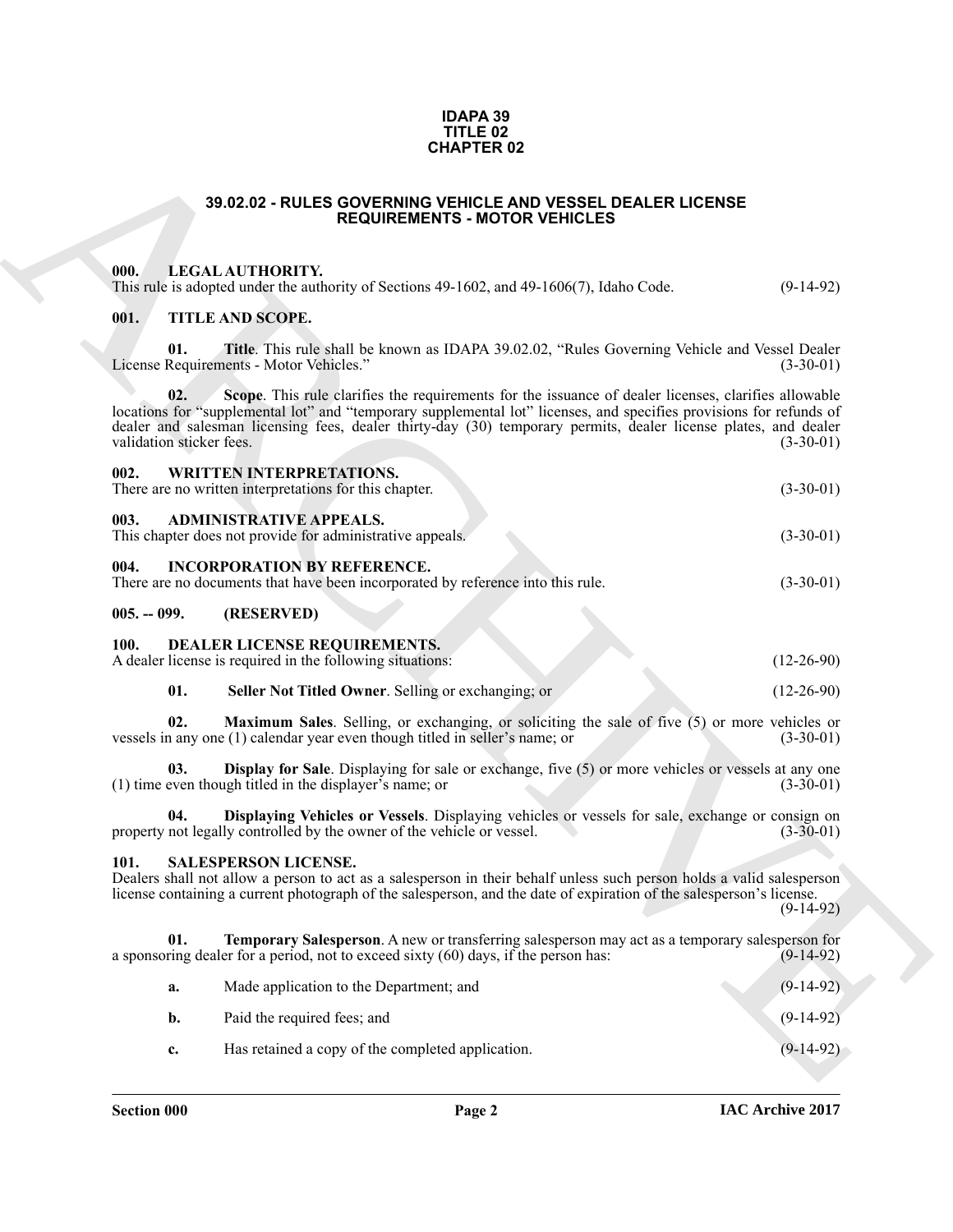**IDAPA 39**
**TITLE 02**
**CHAPTER 02**

# 39.02.02 - RULES GOVERNING VEHICLE AND VESSEL DEALER LICENSE REQUIREMENTS - MOTOR VEHICLES

## 000. LEGAL AUTHORITY.

This rule is adopted under the authority of Sections 49-1602, and 49-1606(7), Idaho Code. (9-14-92)

## 001. TITLE AND SCOPE.

**01. Title**. This rule shall be known as IDAPA 39.02.02, "Rules Governing Vehicle and Vessel Dealer License Requirements - Motor Vehicles." (3-30-01)

**02. Scope**. This rule clarifies the requirements for the issuance of dealer licenses, clarifies allowable locations for "supplemental lot" and "temporary supplemental lot" licenses, and specifies provisions for refunds of dealer and salesman licensing fees, dealer thirty-day (30) temporary permits, dealer license plates, and dealer validation sticker fees. (3-30-01)

## 002. WRITTEN INTERPRETATIONS.

There are no written interpretations for this chapter. (3-30-01)

## 003. ADMINISTRATIVE APPEALS.

This chapter does not provide for administrative appeals. (3-30-01)

## 004. INCORPORATION BY REFERENCE.

There are no documents that have been incorporated by reference into this rule. (3-30-01)

## 005. -- 099. (RESERVED)

## 100. DEALER LICENSE REQUIREMENTS.

A dealer license is required in the following situations: (12-26-90)

**01. Seller Not Titled Owner**. Selling or exchanging; or (12-26-90)

**02. Maximum Sales**. Selling, or exchanging, or soliciting the sale of five (5) or more vehicles or vessels in any one (1) calendar year even though titled in seller's name; or (3-30-01)

**03. Display for Sale**. Displaying for sale or exchange, five (5) or more vehicles or vessels at any one (1) time even though titled in the displayer's name; or (3-30-01)

**04. Displaying Vehicles or Vessels**. Displaying vehicles or vessels for sale, exchange or consign on property not legally controlled by the owner of the vehicle or vessel. (3-30-01)

## 101. SALESPERSON LICENSE.

Dealers shall not allow a person to act as a salesperson in their behalf unless such person holds a valid salesperson license containing a current photograph of the salesperson, and the date of expiration of the salesperson's license. (9-14-92)

**01. Temporary Salesperson**. A new or transferring salesperson may act as a temporary salesperson for a sponsoring dealer for a period, not to exceed sixty (60) days, if the person has: (9-14-92)

**a.** Made application to the Department; and (9-14-92)

**b.** Paid the required fees; and (9-14-92)

**c.** Has retained a copy of the completed application. (9-14-92)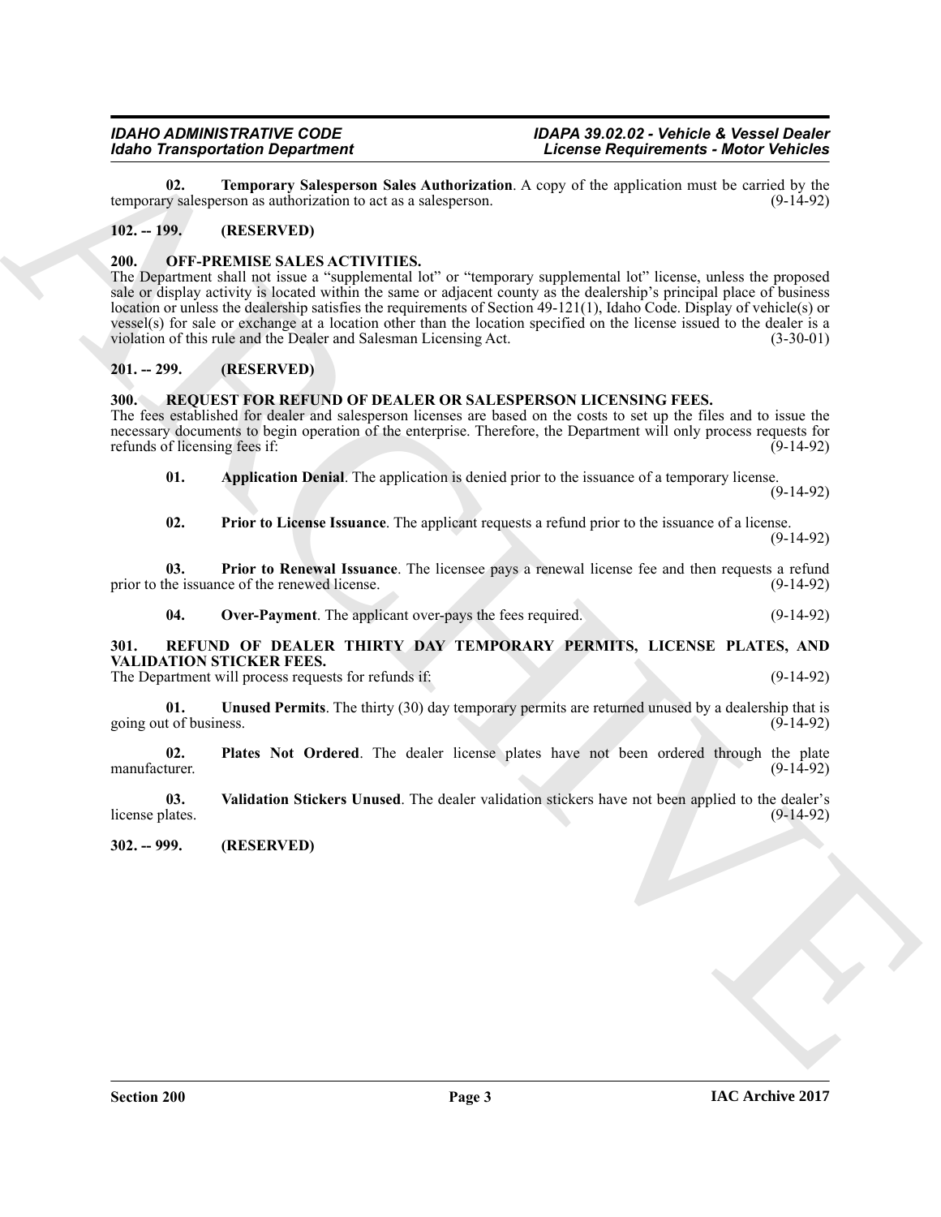**02. Temporary Salesperson Sales Authorization**. A copy of the application must be carried by the temporary salesperson as authorization to act as a salesperson. (9-14-92)

## 102. -- 199. (RESERVED)

## 200. OFF-PREMISE SALES ACTIVITIES.

The Department shall not issue a "supplemental lot" or "temporary supplemental lot" license, unless the proposed sale or display activity is located within the same or adjacent county as the dealership's principal place of business location or unless the dealership satisfies the requirements of Section 49-121(1), Idaho Code. Display of vehicle(s) or vessel(s) for sale or exchange at a location other than the location specified on the license issued to the dealer is a violation of this rule and the Dealer and Salesman Licensing Act. (3-30-01)

## 201. -- 299. (RESERVED)

## 300. REQUEST FOR REFUND OF DEALER OR SALESPERSON LICENSING FEES.

The fees established for dealer and salesperson licenses are based on the costs to set up the files and to issue the necessary documents to begin operation of the enterprise. Therefore, the Department will only process requests for refunds of licensing fees if: (9-14-92)

**01. Application Denial**. The application is denied prior to the issuance of a temporary license. (9-14-92)

**02. Prior to License Issuance**. The applicant requests a refund prior to the issuance of a license. (9-14-92)

**03. Prior to Renewal Issuance**. The licensee pays a renewal license fee and then requests a refund prior to the issuance of the renewed license. (9-14-92)

**04. Over-Payment**. The applicant over-pays the fees required. (9-14-92)

## 301. REFUND OF DEALER THIRTY DAY TEMPORARY PERMITS, LICENSE PLATES, AND VALIDATION STICKER FEES.

The Department will process requests for refunds if: (9-14-92)

**01. Unused Permits**. The thirty (30) day temporary permits are returned unused by a dealership that is going out of business. (9-14-92)

**02. Plates Not Ordered**. The dealer license plates have not been ordered through the plate manufacturer. (9-14-92)

**03. Validation Stickers Unused**. The dealer validation stickers have not been applied to the dealer's license plates. (9-14-92)

## 302. -- 999. (RESERVED)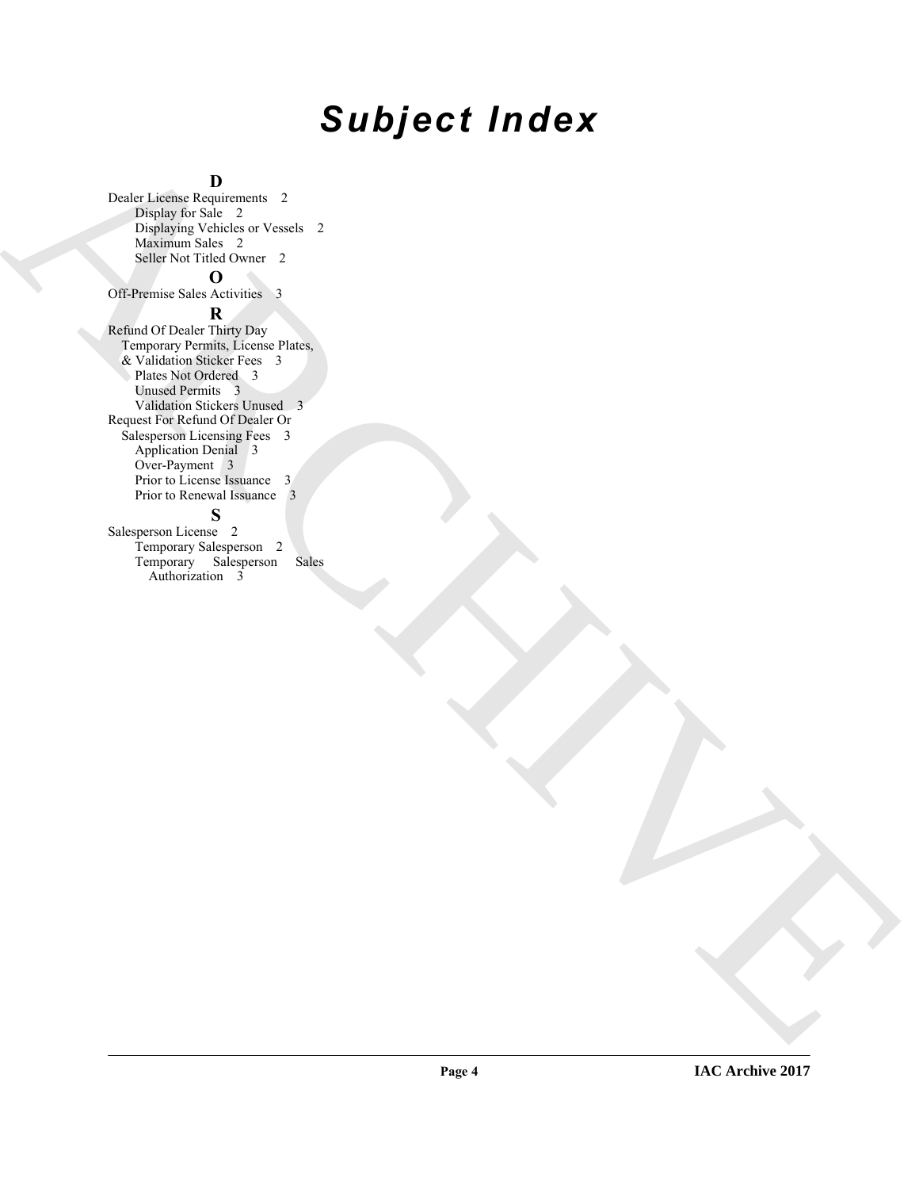# *Subject Index*

**D**

Dealer License Requirements 2
- Display for Sale 2
- Displaying Vehicles or Vessels 2
- Maximum Sales 2
- Seller Not Titled Owner 2

**O**

Off-Premise Sales Activities 3

**R**

Refund Of Dealer Thirty Day Temporary Permits, License Plates, & Validation Sticker Fees 3
- Plates Not Ordered 3
- Unused Permits 3
- Validation Stickers Unused 3

Request For Refund Of Dealer Or Salesperson Licensing Fees 3
- Application Denial 3
- Over-Payment 3
- Prior to License Issuance 3
- Prior to Renewal Issuance 3

**S**

Salesperson License 2
- Temporary Salesperson 2
- Temporary Salesperson Sales Authorization 3